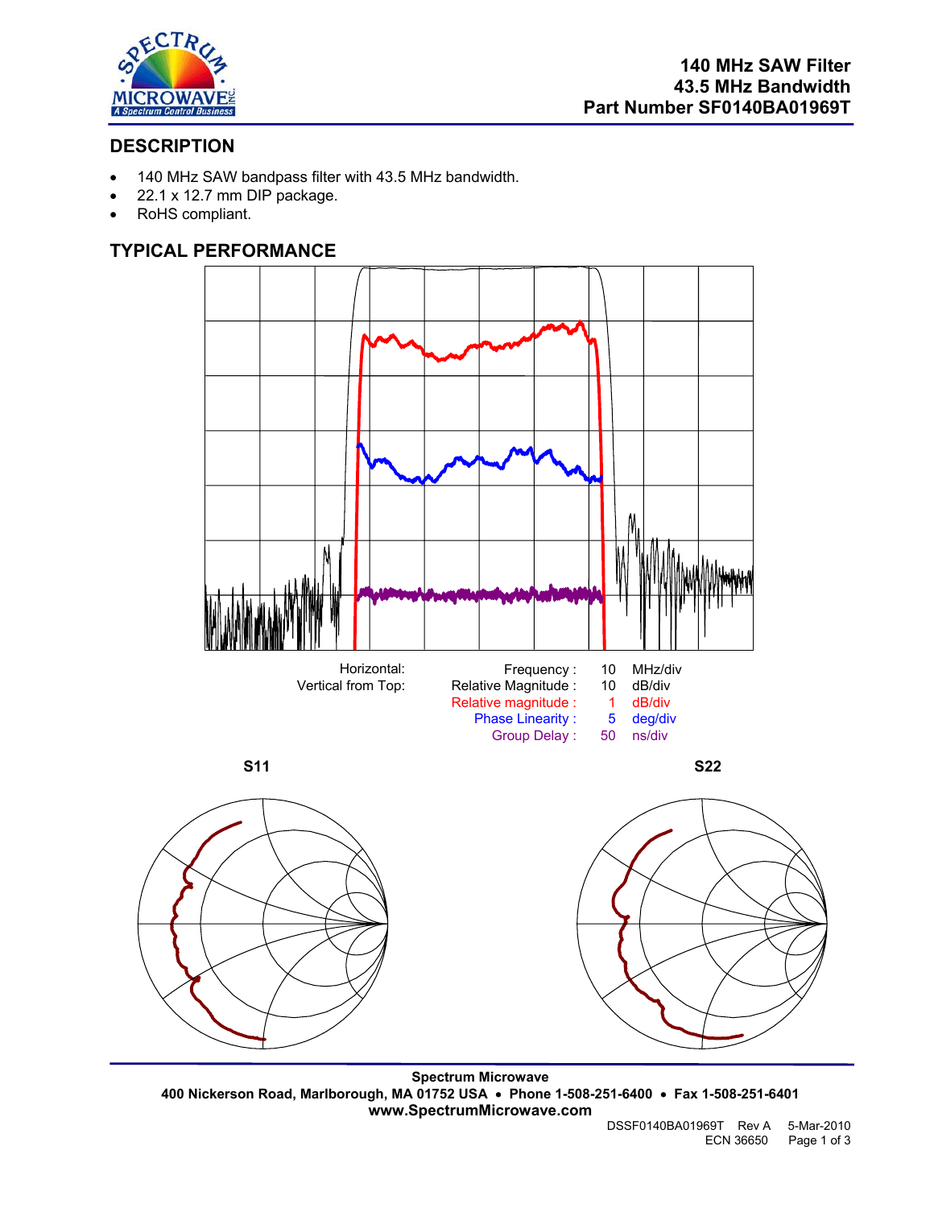**140 MHz SAW Filter**
**43.5 MHz Bandwidth**
**Part Number SF0140BA01969T**

## DESCRIPTION

- 140 MHz SAW bandpass filter with 43.5 MHz bandwidth.
- 22.1 x 12.7 mm DIP package.
- RoHS compliant.

## TYPICAL PERFORMANCE

Horizontal: Frequency : 10 MHz/div

Vertical from Top: Relative Magnitude : 10 dB/div

Relative magnitude : 1 dB/div

Phase Linearity : 5 deg/div

Group Delay : 50 ns/div

S11

S22

**Spectrum Microwave**
**400 Nickerson Road, Marlborough, MA 01752 USA • Phone 1-508-251-6400 • Fax 1-508-251-6401**
**www.SpectrumMicrowave.com**

DSSF0140BA01969T Rev A 5-Mar-2010
ECN 36650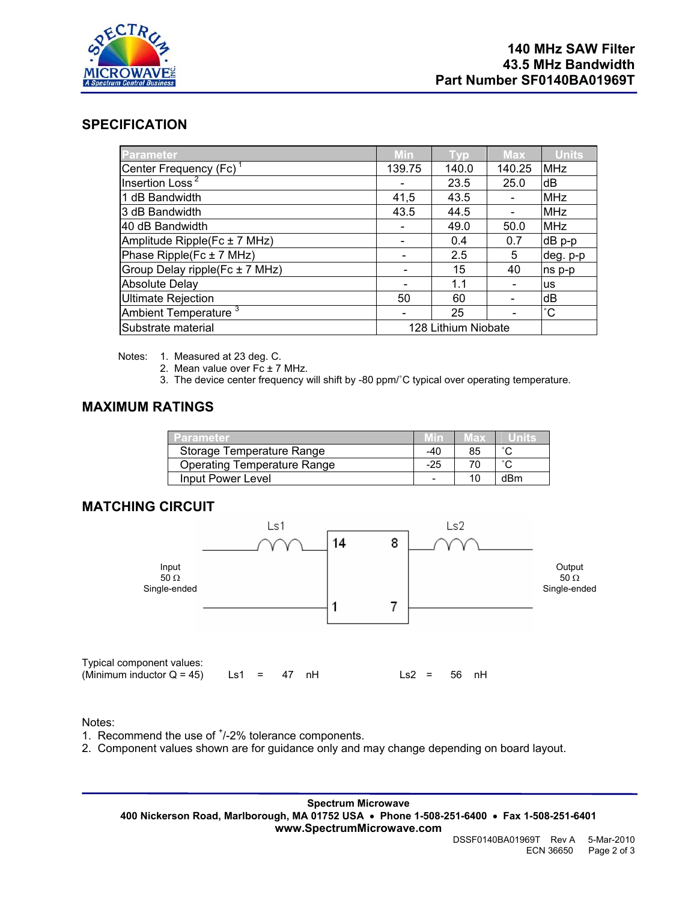# 140 MHz SAW Filter
# 43.5 MHz Bandwidth
# Part Number SF0140BA01969T

## SPECIFICATION

| Parameter | Min | Typ | Max | Units |
|---|---|---|---|---|
| Center Frequency (Fc) [1] | 139.75 | 140.0 | 140.25 | MHz |
| Insertion Loss [2] | - | 23.5 | 25.0 | dB |
| 1 dB Bandwidth | 41,5 | 43.5 | - | MHz |
| 3 dB Bandwidth | 43.5 | 44.5 | - | MHz |
| 40 dB Bandwidth | - | 49.0 | 50.0 | MHz |
| Amplitude Ripple(Fc ± 7 MHz) | - | 0.4 | 0.7 | dB p-p |
| Phase Ripple(Fc ± 7 MHz) | - | 2.5 | 5 | deg. p-p |
| Group Delay ripple(Fc ± 7 MHz) | - | 15 | 40 | ns p-p |
| Absolute Delay | - | 1.1 | - | us |
| Ultimate Rejection | 50 | 60 | - | dB |
| Ambient Temperature [3] | - | 25 | - | ˚C |
| Substrate material | | 128 Lithium Niobate | | |

Notes:
1. Measured at 23 deg. C.
2. Mean value over Fc ± 7 MHz.
3. The device center frequency will shift by -80 ppm/˚C typical over operating temperature.

## MAXIMUM RATINGS

| Parameter | Min | Max | Units |
|---|---|---|---|
| Storage Temperature Range | -40 | 85 | ˚C |
| Operating Temperature Range | -25 | 70 | ˚C |
| Input Power Level | - | 10 | dBm |

## MATCHING CIRCUIT

Ls1

Ls2

14

8

1

7

Input
50 Ω
Single-ended

Output
50 Ω
Single-ended

Typical component values:
(Minimum inductor Q = 45) Ls1 = 47 nH Ls2 = 56 nH

Notes:
1. Recommend the use of +/-2% tolerance components.
2. Component values shown are for guidance only and may change depending on board layout.

**Spectrum Microwave**
**400 Nickerson Road, Marlborough, MA 01752 USA • Phone 1-508-251-6400 • Fax 1-508-251-6401**
**www.SpectrumMicrowave.com**

DSSF0140BA01969T Rev A 5-Mar-2010
ECN 36650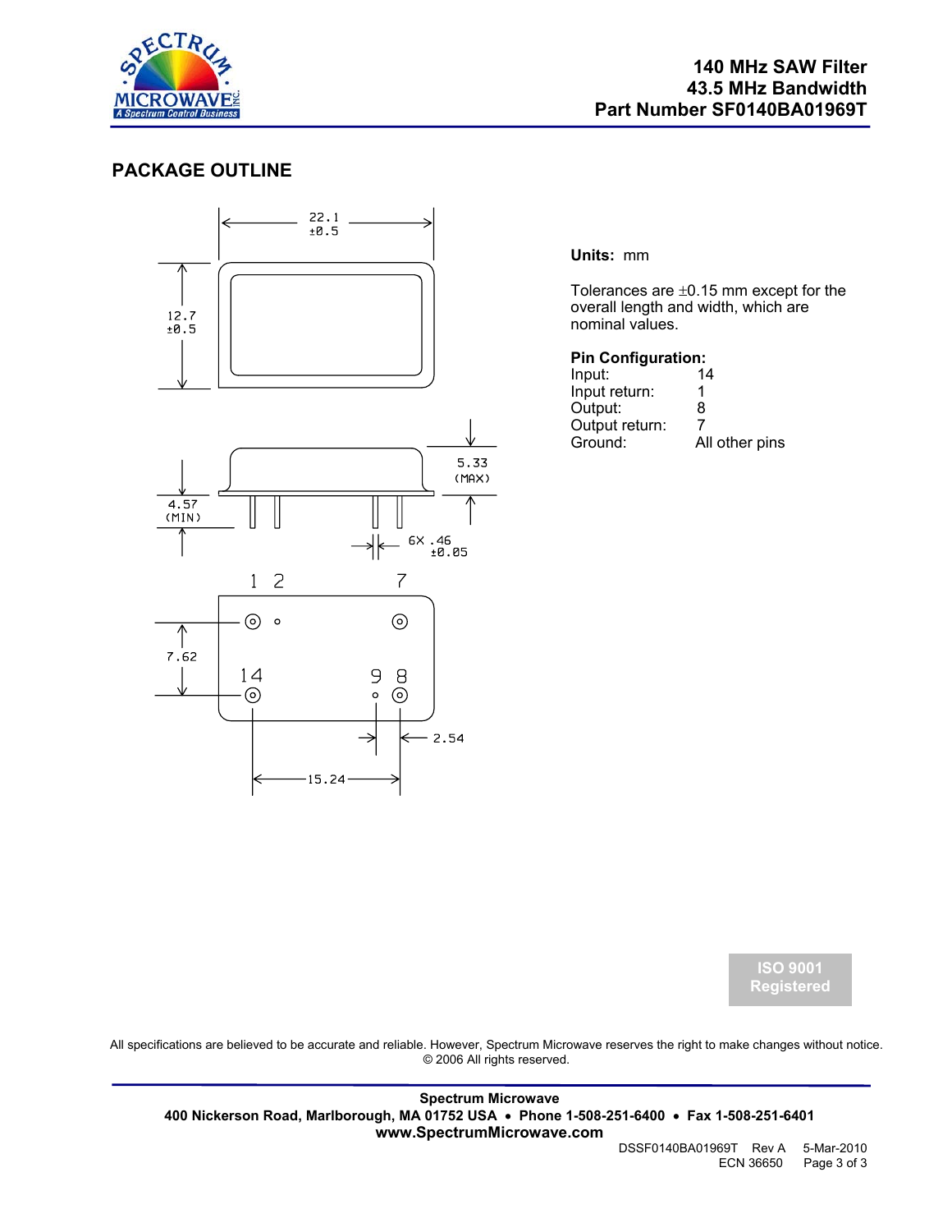## PACKAGE OUTLINE

22.1
±0.5

12.7
±0.5

5.33
(MAX)

4.57
(MIN)

6X .46
±0.05

1 2 7

7.62

14 9 8

2.54

15.24

**Units:** mm

Tolerances are ±0.15 mm except for the overall length and width, which are nominal values.

**Pin Configuration:**

| | |
|---|---|
| Input: | 14 |
| Input return: | 1 |
| Output: | 8 |
| Output return: | 7 |
| Ground: | All other pins |

ISO 9001
Registered

All specifications are believed to be accurate and reliable. However, Spectrum Microwave reserves the right to make changes without notice.
© 2006 All rights reserved.

**Spectrum Microwave**
**400 Nickerson Road, Marlborough, MA 01752 USA • Phone 1-508-251-6400 • Fax 1-508-251-6401**
**www.SpectrumMicrowave.com**

DSSF0140BA01969T Rev A 5-Mar-2010
ECN 36650